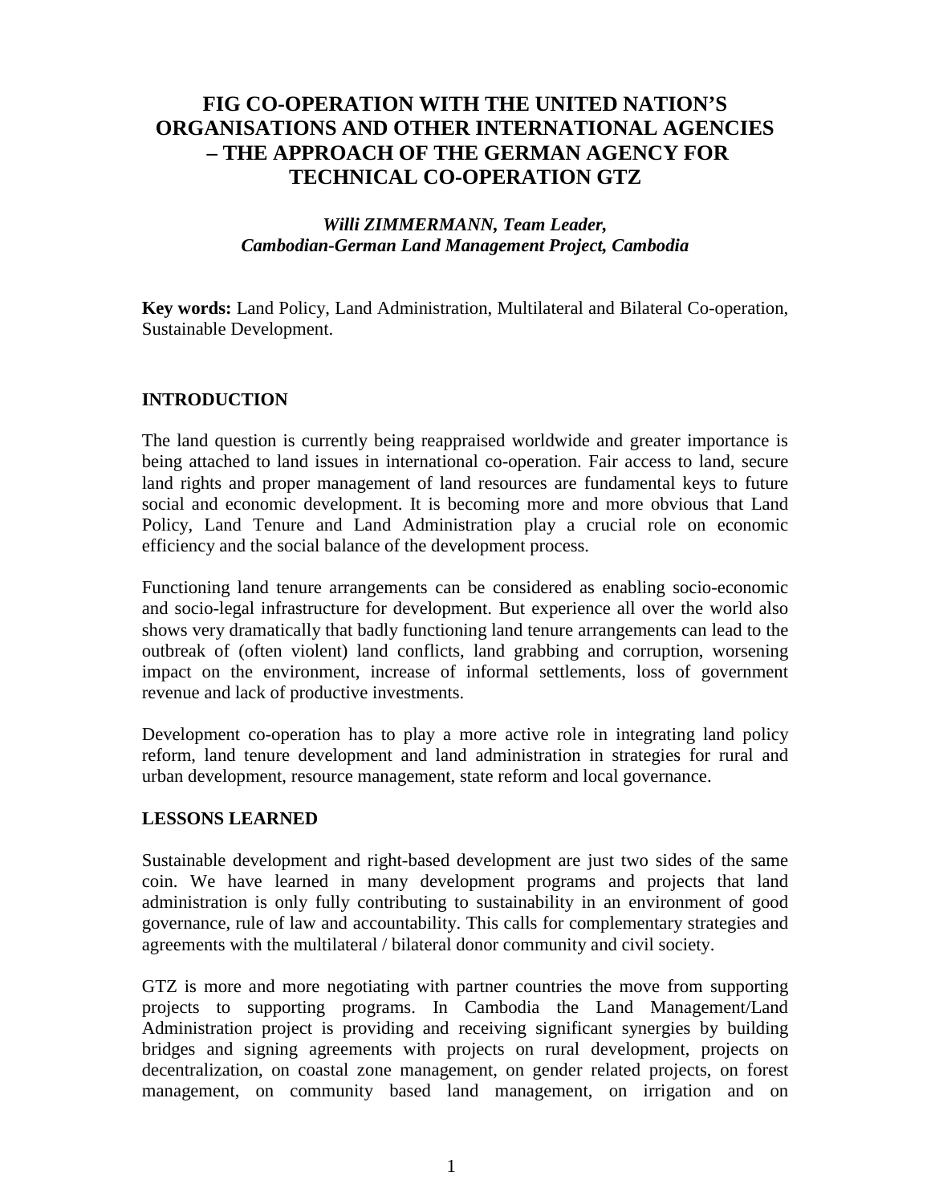# FIG CO-OPERATION WITH THE UNITED NATION'S ORGANISATIONS AND OTHER INTERNATIONAL AGENCIES – THE APPROACH OF THE GERMAN AGENCY FOR TECHNICAL CO-OPERATION GTZ

***Willi ZIMMERMANN, Team Leader, Cambodian-German Land Management Project, Cambodia***

**Key words:** Land Policy, Land Administration, Multilateral and Bilateral Co-operation, Sustainable Development.

## INTRODUCTION

The land question is currently being reappraised worldwide and greater importance is being attached to land issues in international co-operation. Fair access to land, secure land rights and proper management of land resources are fundamental keys to future social and economic development. It is becoming more and more obvious that Land Policy, Land Tenure and Land Administration play a crucial role on economic efficiency and the social balance of the development process.

Functioning land tenure arrangements can be considered as enabling socio-economic and socio-legal infrastructure for development. But experience all over the world also shows very dramatically that badly functioning land tenure arrangements can lead to the outbreak of (often violent) land conflicts, land grabbing and corruption, worsening impact on the environment, increase of informal settlements, loss of government revenue and lack of productive investments.

Development co-operation has to play a more active role in integrating land policy reform, land tenure development and land administration in strategies for rural and urban development, resource management, state reform and local governance.

## LESSONS LEARNED

Sustainable development and right-based development are just two sides of the same coin. We have learned in many development programs and projects that land administration is only fully contributing to sustainability in an environment of good governance, rule of law and accountability. This calls for complementary strategies and agreements with the multilateral / bilateral donor community and civil society.

GTZ is more and more negotiating with partner countries the move from supporting projects to supporting programs. In Cambodia the Land Management/Land Administration project is providing and receiving significant synergies by building bridges and signing agreements with projects on rural development, projects on decentralization, on coastal zone management, on gender related projects, on forest management, on community based land management, on irrigation and on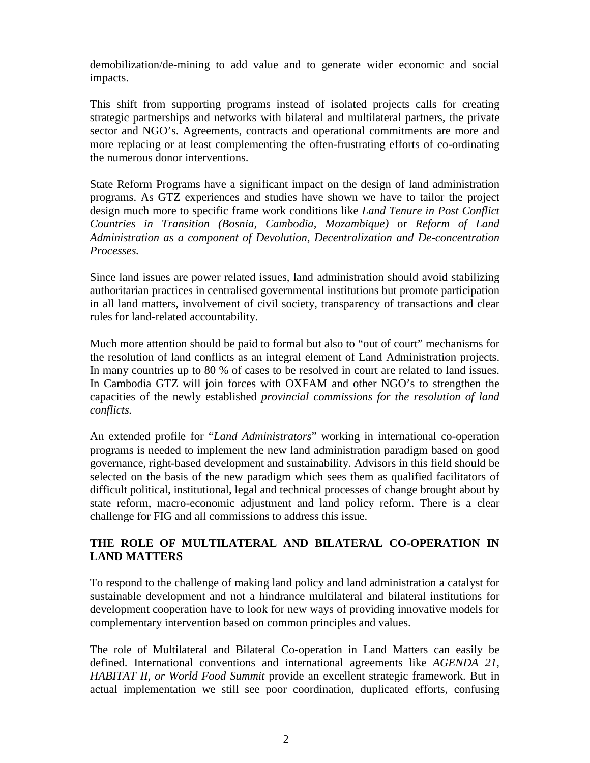demobilization/de-mining to add value and to generate wider economic and social impacts.

This shift from supporting programs instead of isolated projects calls for creating strategic partnerships and networks with bilateral and multilateral partners, the private sector and NGO's. Agreements, contracts and operational commitments are more and more replacing or at least complementing the often-frustrating efforts of co-ordinating the numerous donor interventions.

State Reform Programs have a significant impact on the design of land administration programs. As GTZ experiences and studies have shown we have to tailor the project design much more to specific frame work conditions like *Land Tenure in Post Conflict Countries in Transition (Bosnia, Cambodia, Mozambique)* or *Reform of Land Administration as a component of Devolution, Decentralization and De-concentration Processes.*

Since land issues are power related issues, land administration should avoid stabilizing authoritarian practices in centralised governmental institutions but promote participation in all land matters, involvement of civil society, transparency of transactions and clear rules for land-related accountability.

Much more attention should be paid to formal but also to "out of court" mechanisms for the resolution of land conflicts as an integral element of Land Administration projects. In many countries up to 80 % of cases to be resolved in court are related to land issues. In Cambodia GTZ will join forces with OXFAM and other NGO's to strengthen the capacities of the newly established *provincial commissions for the resolution of land conflicts.*

An extended profile for "*Land Administrators*" working in international co-operation programs is needed to implement the new land administration paradigm based on good governance, right-based development and sustainability. Advisors in this field should be selected on the basis of the new paradigm which sees them as qualified facilitators of difficult political, institutional, legal and technical processes of change brought about by state reform, macro-economic adjustment and land policy reform. There is a clear challenge for FIG and all commissions to address this issue.

## THE ROLE OF MULTILATERAL AND BILATERAL CO-OPERATION IN LAND MATTERS

To respond to the challenge of making land policy and land administration a catalyst for sustainable development and not a hindrance multilateral and bilateral institutions for development cooperation have to look for new ways of providing innovative models for complementary intervention based on common principles and values.

The role of Multilateral and Bilateral Co-operation in Land Matters can easily be defined. International conventions and international agreements like *AGENDA 21, HABITAT II, or World Food Summit* provide an excellent strategic framework. But in actual implementation we still see poor coordination, duplicated efforts, confusing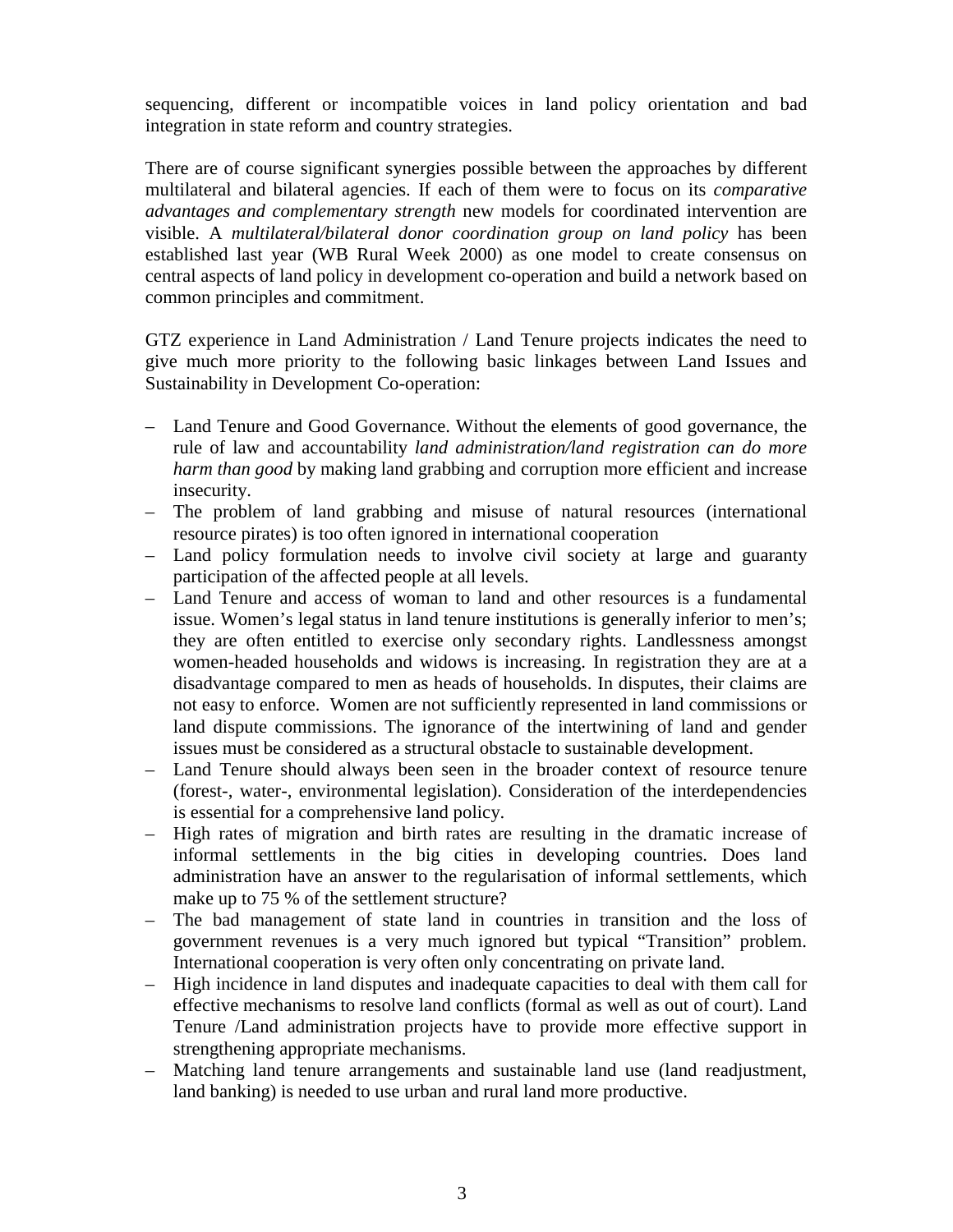sequencing, different or incompatible voices in land policy orientation and bad integration in state reform and country strategies.

There are of course significant synergies possible between the approaches by different multilateral and bilateral agencies. If each of them were to focus on its *comparative advantages and complementary strength* new models for coordinated intervention are visible. A *multilateral/bilateral donor coordination group on land policy* has been established last year (WB Rural Week 2000) as one model to create consensus on central aspects of land policy in development co-operation and build a network based on common principles and commitment.

GTZ experience in Land Administration / Land Tenure projects indicates the need to give much more priority to the following basic linkages between Land Issues and Sustainability in Development Co-operation:

– Land Tenure and Good Governance. Without the elements of good governance, the rule of law and accountability *land administration/land registration can do more harm than good* by making land grabbing and corruption more efficient and increase insecurity.
– The problem of land grabbing and misuse of natural resources (international resource pirates) is too often ignored in international cooperation
– Land policy formulation needs to involve civil society at large and guaranty participation of the affected people at all levels.
– Land Tenure and access of woman to land and other resources is a fundamental issue. Women's legal status in land tenure institutions is generally inferior to men's; they are often entitled to exercise only secondary rights. Landlessness amongst women-headed households and widows is increasing. In registration they are at a disadvantage compared to men as heads of households. In disputes, their claims are not easy to enforce. Women are not sufficiently represented in land commissions or land dispute commissions. The ignorance of the intertwining of land and gender issues must be considered as a structural obstacle to sustainable development.
– Land Tenure should always been seen in the broader context of resource tenure (forest-, water-, environmental legislation). Consideration of the interdependencies is essential for a comprehensive land policy.
– High rates of migration and birth rates are resulting in the dramatic increase of informal settlements in the big cities in developing countries. Does land administration have an answer to the regularisation of informal settlements, which make up to 75 % of the settlement structure?
– The bad management of state land in countries in transition and the loss of government revenues is a very much ignored but typical "Transition" problem. International cooperation is very often only concentrating on private land.
– High incidence in land disputes and inadequate capacities to deal with them call for effective mechanisms to resolve land conflicts (formal as well as out of court). Land Tenure /Land administration projects have to provide more effective support in strengthening appropriate mechanisms.
– Matching land tenure arrangements and sustainable land use (land readjustment, land banking) is needed to use urban and rural land more productive.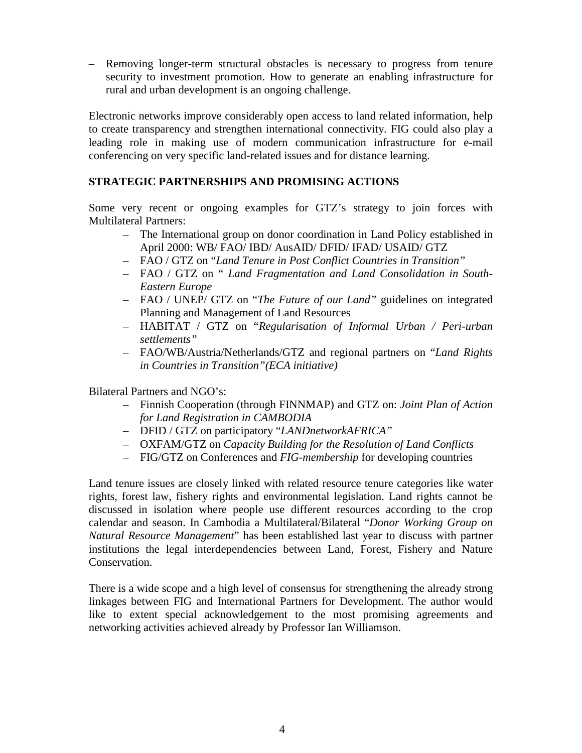– Removing longer-term structural obstacles is necessary to progress from tenure security to investment promotion. How to generate an enabling infrastructure for rural and urban development is an ongoing challenge.

Electronic networks improve considerably open access to land related information, help to create transparency and strengthen international connectivity. FIG could also play a leading role in making use of modern communication infrastructure for e-mail conferencing on very specific land-related issues and for distance learning.

## STRATEGIC PARTNERSHIPS AND PROMISING ACTIONS

Some very recent or ongoing examples for GTZ's strategy to join forces with Multilateral Partners:

- The International group on donor coordination in Land Policy established in April 2000: WB/ FAO/ IBD/ AusAID/ DFID/ IFAD/ USAID/ GTZ
- FAO / GTZ on "*Land Tenure in Post Conflict Countries in Transition"*
- FAO / GTZ on " *Land Fragmentation and Land Consolidation in South-Eastern Europe*
- FAO / UNEP/ GTZ on "*The Future of our Land"* guidelines on integrated Planning and Management of Land Resources
- HABITAT / GTZ on "*Regularisation of Informal Urban / Peri-urban settlements"*
- FAO/WB/Austria/Netherlands/GTZ and regional partners on "*Land Rights in Countries in Transition"(ECA initiative)*

Bilateral Partners and NGO's:

- Finnish Cooperation (through FINNMAP) and GTZ on: *Joint Plan of Action for Land Registration in CAMBODIA*
- DFID / GTZ on participatory "*LANDnetworkAFRICA"*
- OXFAM/GTZ on *Capacity Building for the Resolution of Land Conflicts*
- FIG/GTZ on Conferences and *FIG-membership* for developing countries

Land tenure issues are closely linked with related resource tenure categories like water rights, forest law, fishery rights and environmental legislation. Land rights cannot be discussed in isolation where people use different resources according to the crop calendar and season. In Cambodia a Multilateral/Bilateral "*Donor Working Group on Natural Resource Management*" has been established last year to discuss with partner institutions the legal interdependencies between Land, Forest, Fishery and Nature Conservation.

There is a wide scope and a high level of consensus for strengthening the already strong linkages between FIG and International Partners for Development. The author would like to extent special acknowledgement to the most promising agreements and networking activities achieved already by Professor Ian Williamson.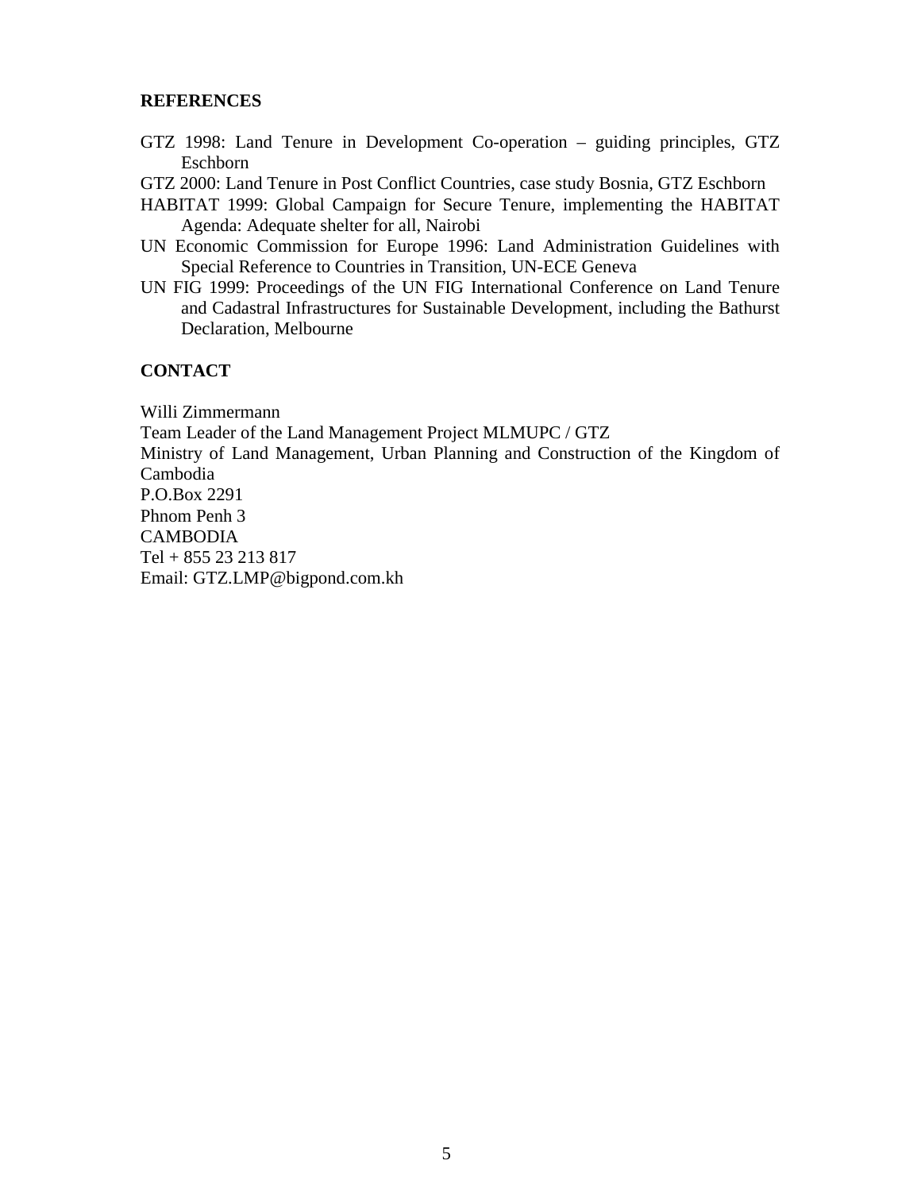## REFERENCES

GTZ 1998: Land Tenure in Development Co-operation – guiding principles, GTZ Eschborn

GTZ 2000: Land Tenure in Post Conflict Countries, case study Bosnia, GTZ Eschborn

HABITAT 1999: Global Campaign for Secure Tenure, implementing the HABITAT Agenda: Adequate shelter for all, Nairobi

UN Economic Commission for Europe 1996: Land Administration Guidelines with Special Reference to Countries in Transition, UN-ECE Geneva

UN FIG 1999: Proceedings of the UN FIG International Conference on Land Tenure and Cadastral Infrastructures for Sustainable Development, including the Bathurst Declaration, Melbourne

## CONTACT

Willi Zimmermann
Team Leader of the Land Management Project MLMUPC / GTZ
Ministry of Land Management, Urban Planning and Construction of the Kingdom of Cambodia
P.O.Box 2291
Phnom Penh 3
CAMBODIA
Tel + 855 23 213 817
Email: GTZ.LMP@bigpond.com.kh